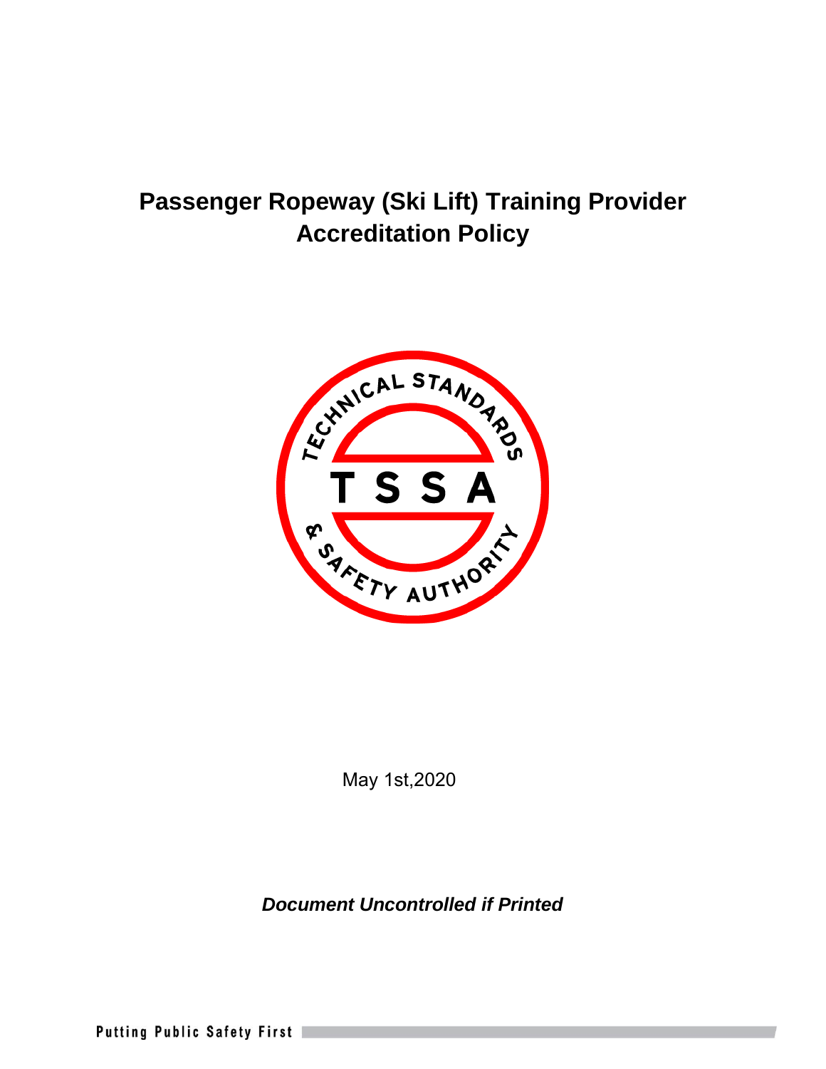# Passenger Ropeway (Ski Lift) Training Provider Accreditation Policy

May 1st,2020

***Document Uncontrolled if Printed***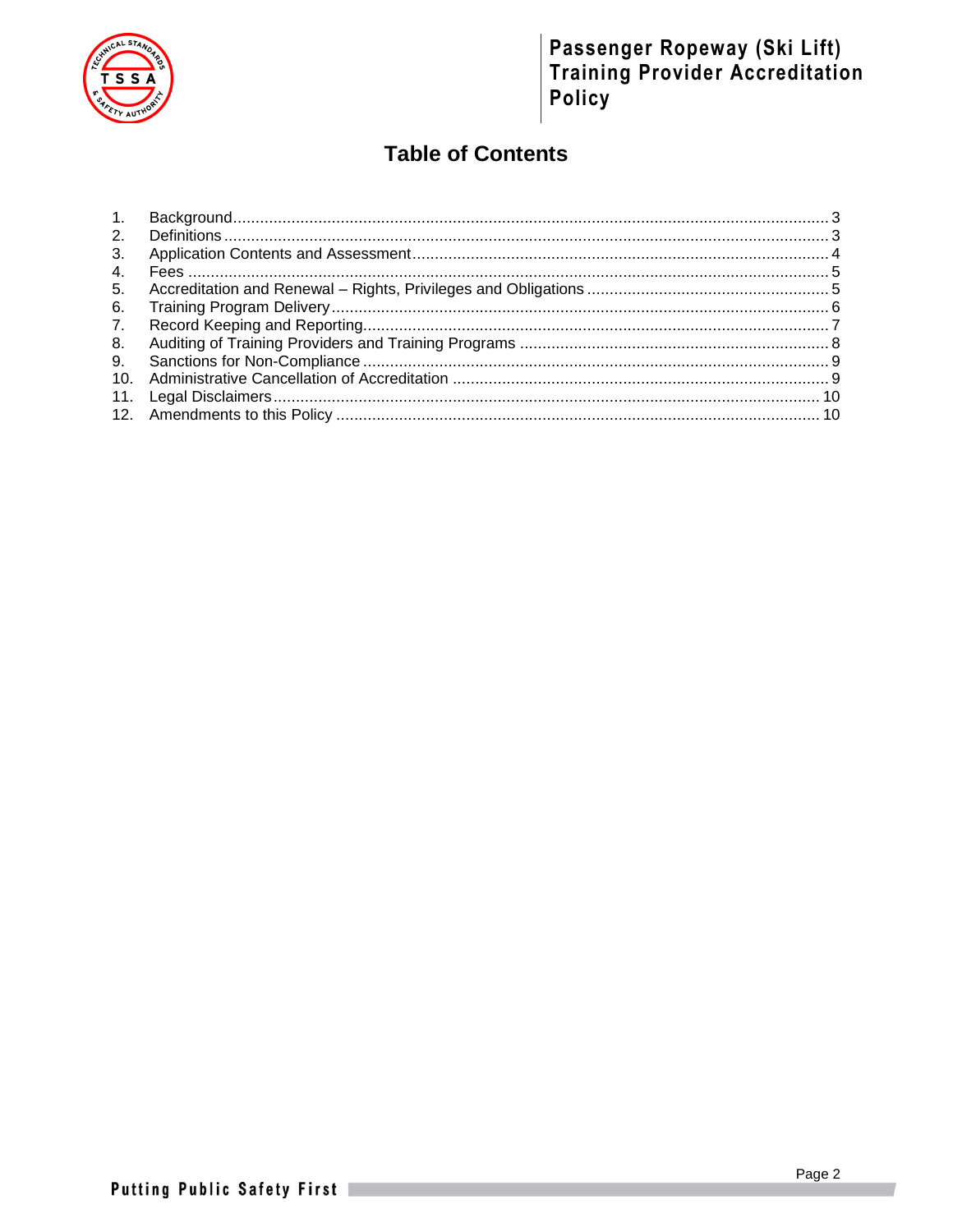# Table of Contents

1. Background ........ 3
2. Definitions ........ 3
3. Application Contents and Assessment ........ 4
4. Fees ........ 5
5. Accreditation and Renewal – Rights, Privileges and Obligations ........ 5
6. Training Program Delivery ........ 6
7. Record Keeping and Reporting ........ 7
8. Auditing of Training Providers and Training Programs ........ 8
9. Sanctions for Non-Compliance ........ 9
10. Administrative Cancellation of Accreditation ........ 9
11. Legal Disclaimers ........ 10
12. Amendments to this Policy ........ 10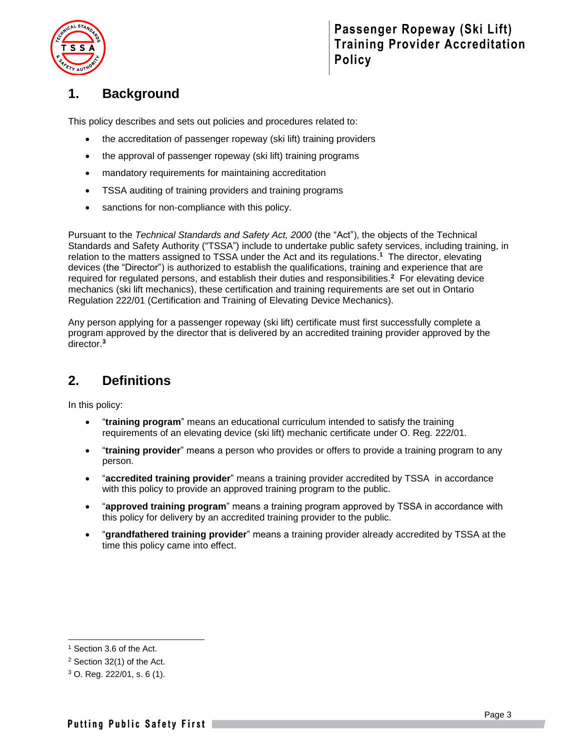## 1. Background

This policy describes and sets out policies and procedures related to:

- the accreditation of passenger ropeway (ski lift) training providers
- the approval of passenger ropeway (ski lift) training programs
- mandatory requirements for maintaining accreditation
- TSSA auditing of training providers and training programs
- sanctions for non-compliance with this policy.

Pursuant to the *Technical Standards and Safety Act, 2000* (the "Act"), the objects of the Technical Standards and Safety Authority ("TSSA") include to undertake public safety services, including training, in relation to the matters assigned to TSSA under the Act and its regulations.[1] The director, elevating devices (the "Director") is authorized to establish the qualifications, training and experience that are required for regulated persons, and establish their duties and responsibilities.[2] For elevating device mechanics (ski lift mechanics), these certification and training requirements are set out in Ontario Regulation 222/01 (Certification and Training of Elevating Device Mechanics).

Any person applying for a passenger ropeway (ski lift) certificate must first successfully complete a program approved by the director that is delivered by an accredited training provider approved by the director.[3]

## 2. Definitions

In this policy:

- "**training program**" means an educational curriculum intended to satisfy the training requirements of an elevating device (ski lift) mechanic certificate under O. Reg. 222/01.
- "**training provider**" means a person who provides or offers to provide a training program to any person.
- "**accredited training provider**" means a training provider accredited by TSSA in accordance with this policy to provide an approved training program to the public.
- "**approved training program**" means a training program approved by TSSA in accordance with this policy for delivery by an accredited training provider to the public.
- "**grandfathered training provider**" means a training provider already accredited by TSSA at the time this policy came into effect.

---

[1] Section 3.6 of the Act.

[2] Section 32(1) of the Act.

[3] O. Reg. 222/01, s. 6 (1).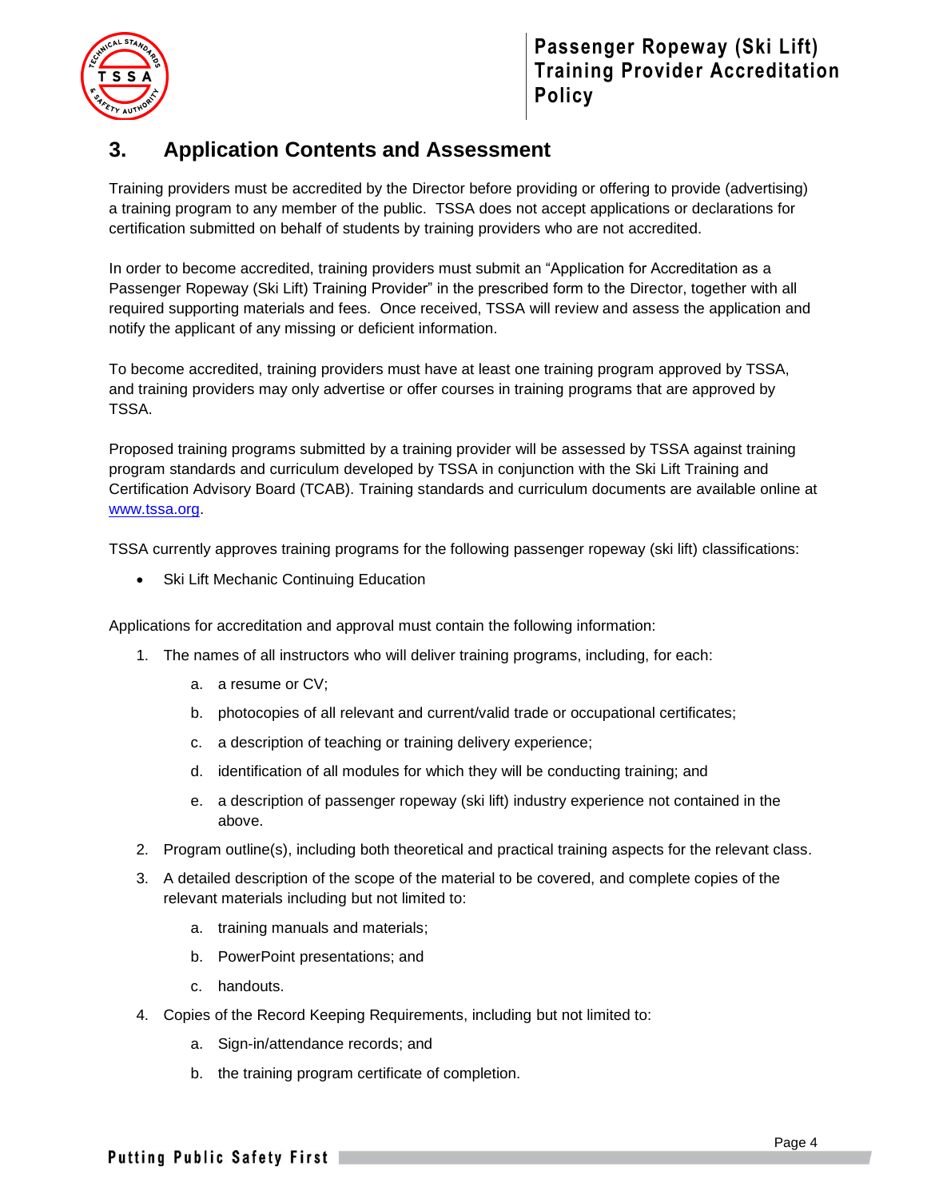## 3. Application Contents and Assessment

Training providers must be accredited by the Director before providing or offering to provide (advertising) a training program to any member of the public. TSSA does not accept applications or declarations for certification submitted on behalf of students by training providers who are not accredited.

In order to become accredited, training providers must submit an "Application for Accreditation as a Passenger Ropeway (Ski Lift) Training Provider" in the prescribed form to the Director, together with all required supporting materials and fees. Once received, TSSA will review and assess the application and notify the applicant of any missing or deficient information.

To become accredited, training providers must have at least one training program approved by TSSA, and training providers may only advertise or offer courses in training programs that are approved by TSSA.

Proposed training programs submitted by a training provider will be assessed by TSSA against training program standards and curriculum developed by TSSA in conjunction with the Ski Lift Training and Certification Advisory Board (TCAB). Training standards and curriculum documents are available online at www.tssa.org.

TSSA currently approves training programs for the following passenger ropeway (ski lift) classifications:

- Ski Lift Mechanic Continuing Education

Applications for accreditation and approval must contain the following information:

1. The names of all instructors who will deliver training programs, including, for each:
   a. a resume or CV;
   b. photocopies of all relevant and current/valid trade or occupational certificates;
   c. a description of teaching or training delivery experience;
   d. identification of all modules for which they will be conducting training; and
   e. a description of passenger ropeway (ski lift) industry experience not contained in the above.
2. Program outline(s), including both theoretical and practical training aspects for the relevant class.
3. A detailed description of the scope of the material to be covered, and complete copies of the relevant materials including but not limited to:
   a. training manuals and materials;
   b. PowerPoint presentations; and
   c. handouts.
4. Copies of the Record Keeping Requirements, including but not limited to:
   a. Sign-in/attendance records; and
   b. the training program certificate of completion.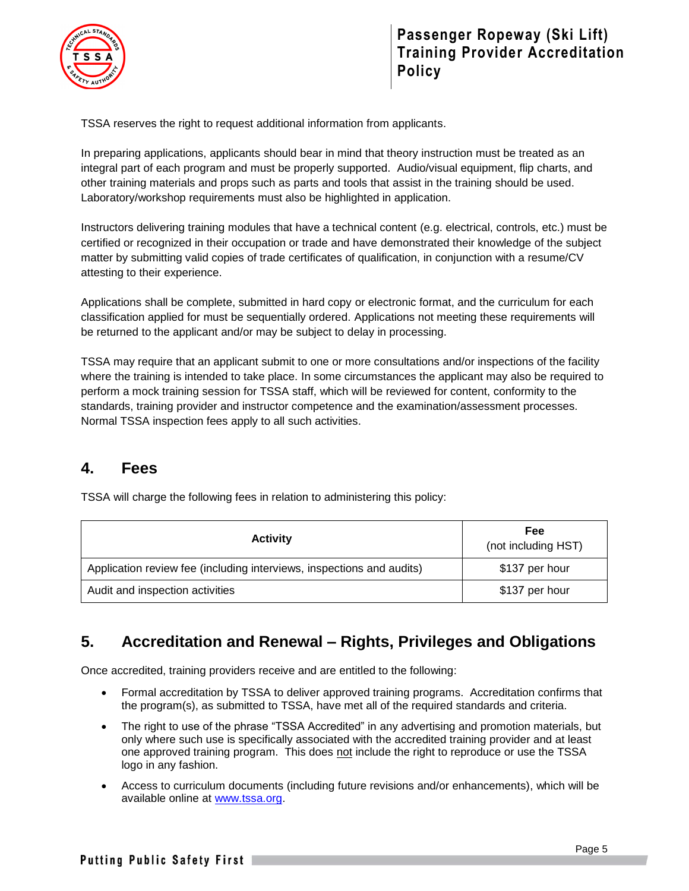TSSA reserves the right to request additional information from applicants.

In preparing applications, applicants should bear in mind that theory instruction must be treated as an integral part of each program and must be properly supported. Audio/visual equipment, flip charts, and other training materials and props such as parts and tools that assist in the training should be used. Laboratory/workshop requirements must also be highlighted in application.

Instructors delivering training modules that have a technical content (e.g. electrical, controls, etc.) must be certified or recognized in their occupation or trade and have demonstrated their knowledge of the subject matter by submitting valid copies of trade certificates of qualification, in conjunction with a resume/CV attesting to their experience.

Applications shall be complete, submitted in hard copy or electronic format, and the curriculum for each classification applied for must be sequentially ordered. Applications not meeting these requirements will be returned to the applicant and/or may be subject to delay in processing.

TSSA may require that an applicant submit to one or more consultations and/or inspections of the facility where the training is intended to take place. In some circumstances the applicant may also be required to perform a mock training session for TSSA staff, which will be reviewed for content, conformity to the standards, training provider and instructor competence and the examination/assessment processes. Normal TSSA inspection fees apply to all such activities.

## 4. Fees

TSSA will charge the following fees in relation to administering this policy:

| Activity | Fee (not including HST) |
| --- | --- |
| Application review fee (including interviews, inspections and audits) | $137 per hour |
| Audit and inspection activities | $137 per hour |

## 5. Accreditation and Renewal – Rights, Privileges and Obligations

Once accredited, training providers receive and are entitled to the following:

- Formal accreditation by TSSA to deliver approved training programs. Accreditation confirms that the program(s), as submitted to TSSA, have met all of the required standards and criteria.
- The right to use of the phrase "TSSA Accredited" in any advertising and promotion materials, but only where such use is specifically associated with the accredited training provider and at least one approved training program. This does not include the right to reproduce or use the TSSA logo in any fashion.
- Access to curriculum documents (including future revisions and/or enhancements), which will be available online at www.tssa.org.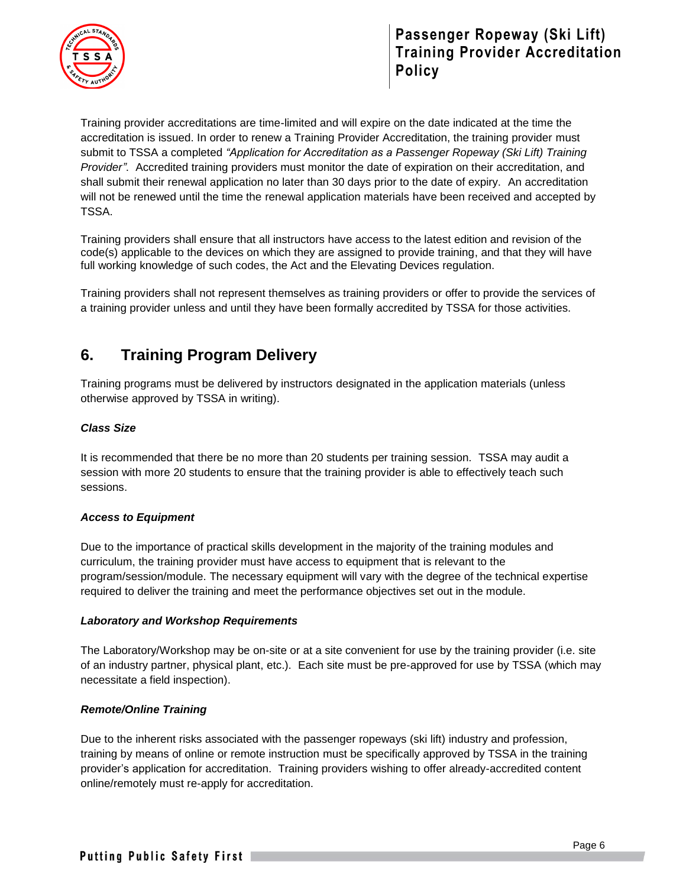Training provider accreditations are time-limited and will expire on the date indicated at the time the accreditation is issued. In order to renew a Training Provider Accreditation, the training provider must submit to TSSA a completed *"Application for Accreditation as a Passenger Ropeway (Ski Lift) Training Provider"*. Accredited training providers must monitor the date of expiration on their accreditation, and shall submit their renewal application no later than 30 days prior to the date of expiry. An accreditation will not be renewed until the time the renewal application materials have been received and accepted by TSSA.

Training providers shall ensure that all instructors have access to the latest edition and revision of the code(s) applicable to the devices on which they are assigned to provide training, and that they will have full working knowledge of such codes, the Act and the Elevating Devices regulation.

Training providers shall not represent themselves as training providers or offer to provide the services of a training provider unless and until they have been formally accredited by TSSA for those activities.

## 6. Training Program Delivery

Training programs must be delivered by instructors designated in the application materials (unless otherwise approved by TSSA in writing).

***Class Size***

It is recommended that there be no more than 20 students per training session. TSSA may audit a session with more 20 students to ensure that the training provider is able to effectively teach such sessions.

***Access to Equipment***

Due to the importance of practical skills development in the majority of the training modules and curriculum, the training provider must have access to equipment that is relevant to the program/session/module. The necessary equipment will vary with the degree of the technical expertise required to deliver the training and meet the performance objectives set out in the module.

***Laboratory and Workshop Requirements***

The Laboratory/Workshop may be on-site or at a site convenient for use by the training provider (i.e. site of an industry partner, physical plant, etc.). Each site must be pre-approved for use by TSSA (which may necessitate a field inspection).

***Remote/Online Training***

Due to the inherent risks associated with the passenger ropeways (ski lift) industry and profession, training by means of online or remote instruction must be specifically approved by TSSA in the training provider's application for accreditation. Training providers wishing to offer already-accredited content online/remotely must re-apply for accreditation.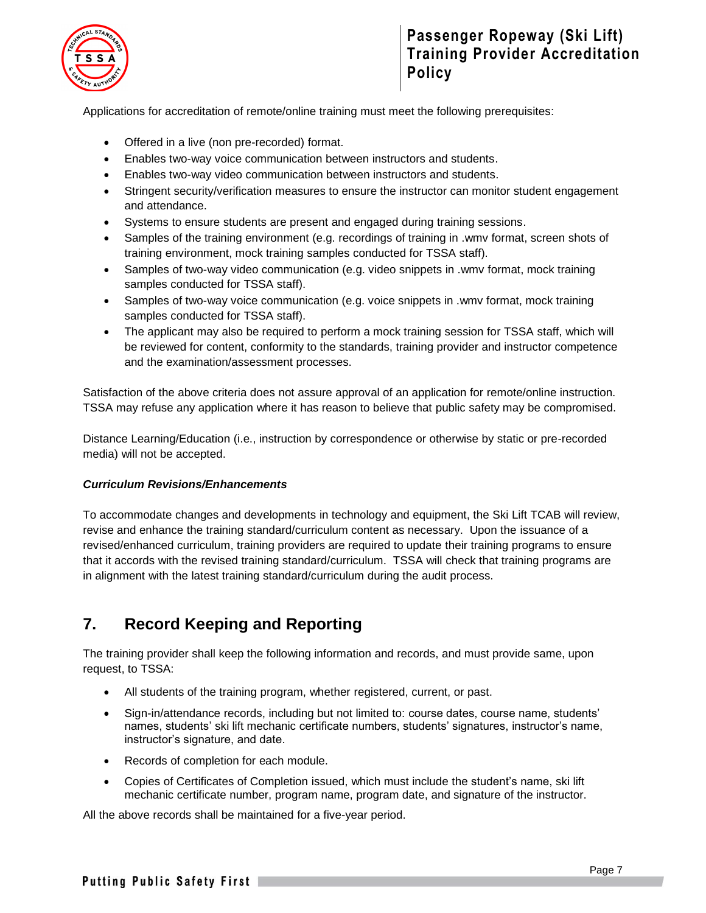Applications for accreditation of remote/online training must meet the following prerequisites:

- Offered in a live (non pre-recorded) format.
- Enables two-way voice communication between instructors and students.
- Enables two-way video communication between instructors and students.
- Stringent security/verification measures to ensure the instructor can monitor student engagement and attendance.
- Systems to ensure students are present and engaged during training sessions.
- Samples of the training environment (e.g. recordings of training in .wmv format, screen shots of training environment, mock training samples conducted for TSSA staff).
- Samples of two-way video communication (e.g. video snippets in .wmv format, mock training samples conducted for TSSA staff).
- Samples of two-way voice communication (e.g. voice snippets in .wmv format, mock training samples conducted for TSSA staff).
- The applicant may also be required to perform a mock training session for TSSA staff, which will be reviewed for content, conformity to the standards, training provider and instructor competence and the examination/assessment processes.

Satisfaction of the above criteria does not assure approval of an application for remote/online instruction. TSSA may refuse any application where it has reason to believe that public safety may be compromised.

Distance Learning/Education (i.e., instruction by correspondence or otherwise by static or pre-recorded media) will not be accepted.

***Curriculum Revisions/Enhancements***

To accommodate changes and developments in technology and equipment, the Ski Lift TCAB will review, revise and enhance the training standard/curriculum content as necessary. Upon the issuance of a revised/enhanced curriculum, training providers are required to update their training programs to ensure that it accords with the revised training standard/curriculum. TSSA will check that training programs are in alignment with the latest training standard/curriculum during the audit process.

## 7. Record Keeping and Reporting

The training provider shall keep the following information and records, and must provide same, upon request, to TSSA:

- All students of the training program, whether registered, current, or past.
- Sign-in/attendance records, including but not limited to: course dates, course name, students' names, students' ski lift mechanic certificate numbers, students' signatures, instructor's name, instructor's signature, and date.
- Records of completion for each module.
- Copies of Certificates of Completion issued, which must include the student's name, ski lift mechanic certificate number, program name, program date, and signature of the instructor.

All the above records shall be maintained for a five-year period.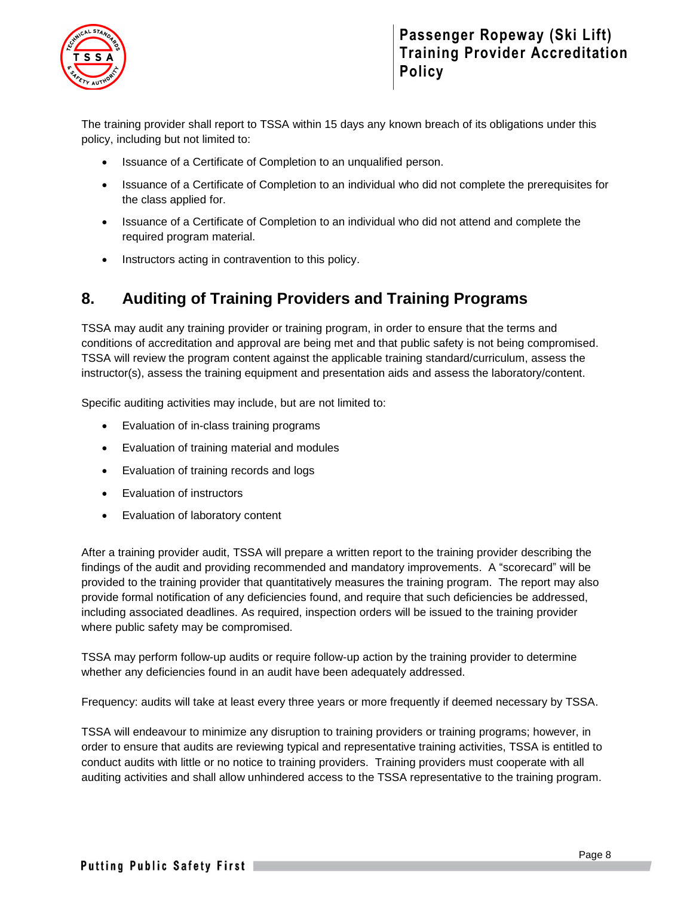The training provider shall report to TSSA within 15 days any known breach of its obligations under this policy, including but not limited to:

- Issuance of a Certificate of Completion to an unqualified person.
- Issuance of a Certificate of Completion to an individual who did not complete the prerequisites for the class applied for.
- Issuance of a Certificate of Completion to an individual who did not attend and complete the required program material.
- Instructors acting in contravention to this policy.

## 8. Auditing of Training Providers and Training Programs

TSSA may audit any training provider or training program, in order to ensure that the terms and conditions of accreditation and approval are being met and that public safety is not being compromised. TSSA will review the program content against the applicable training standard/curriculum, assess the instructor(s), assess the training equipment and presentation aids and assess the laboratory/content.

Specific auditing activities may include, but are not limited to:

- Evaluation of in-class training programs
- Evaluation of training material and modules
- Evaluation of training records and logs
- Evaluation of instructors
- Evaluation of laboratory content

After a training provider audit, TSSA will prepare a written report to the training provider describing the findings of the audit and providing recommended and mandatory improvements. A "scorecard" will be provided to the training provider that quantitatively measures the training program. The report may also provide formal notification of any deficiencies found, and require that such deficiencies be addressed, including associated deadlines. As required, inspection orders will be issued to the training provider where public safety may be compromised.

TSSA may perform follow-up audits or require follow-up action by the training provider to determine whether any deficiencies found in an audit have been adequately addressed.

Frequency: audits will take at least every three years or more frequently if deemed necessary by TSSA.

TSSA will endeavour to minimize any disruption to training providers or training programs; however, in order to ensure that audits are reviewing typical and representative training activities, TSSA is entitled to conduct audits with little or no notice to training providers. Training providers must cooperate with all auditing activities and shall allow unhindered access to the TSSA representative to the training program.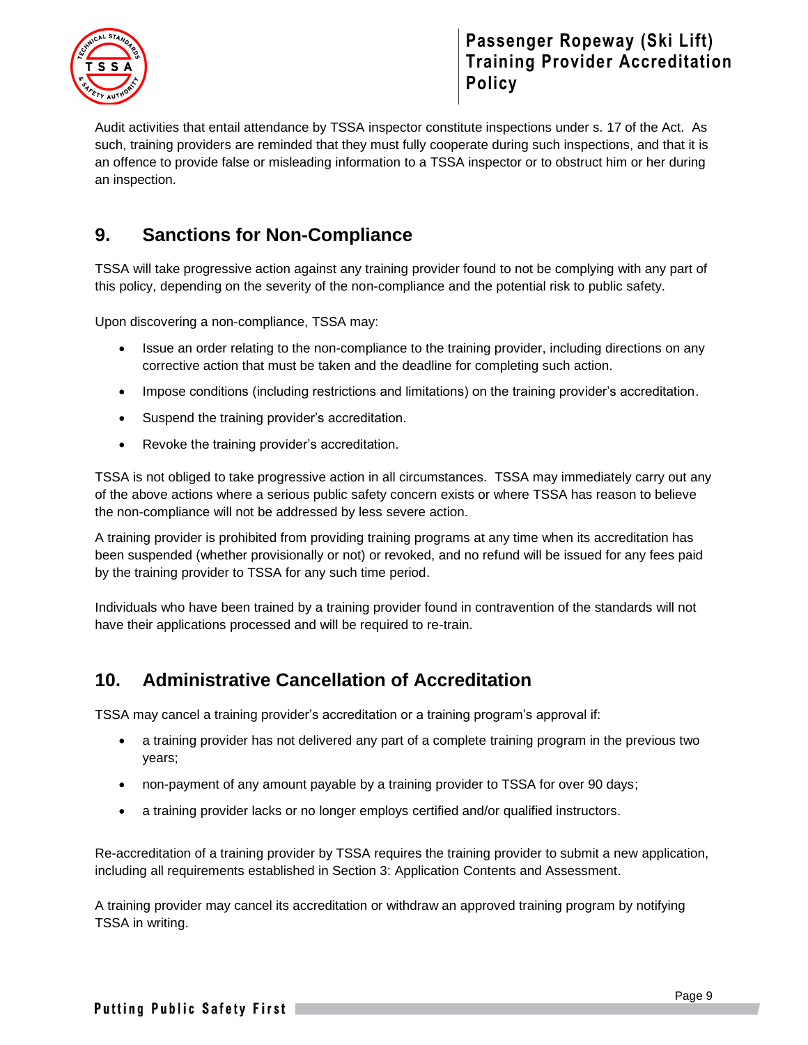Audit activities that entail attendance by TSSA inspector constitute inspections under s. 17 of the Act. As such, training providers are reminded that they must fully cooperate during such inspections, and that it is an offence to provide false or misleading information to a TSSA inspector or to obstruct him or her during an inspection.

## 9. Sanctions for Non-Compliance

TSSA will take progressive action against any training provider found to not be complying with any part of this policy, depending on the severity of the non-compliance and the potential risk to public safety.

Upon discovering a non-compliance, TSSA may:

- Issue an order relating to the non-compliance to the training provider, including directions on any corrective action that must be taken and the deadline for completing such action.
- Impose conditions (including restrictions and limitations) on the training provider's accreditation.
- Suspend the training provider's accreditation.
- Revoke the training provider's accreditation.

TSSA is not obliged to take progressive action in all circumstances. TSSA may immediately carry out any of the above actions where a serious public safety concern exists or where TSSA has reason to believe the non-compliance will not be addressed by less severe action.

A training provider is prohibited from providing training programs at any time when its accreditation has been suspended (whether provisionally or not) or revoked, and no refund will be issued for any fees paid by the training provider to TSSA for any such time period.

Individuals who have been trained by a training provider found in contravention of the standards will not have their applications processed and will be required to re-train.

## 10. Administrative Cancellation of Accreditation

TSSA may cancel a training provider's accreditation or a training program's approval if:

- a training provider has not delivered any part of a complete training program in the previous two years;
- non-payment of any amount payable by a training provider to TSSA for over 90 days;
- a training provider lacks or no longer employs certified and/or qualified instructors.

Re-accreditation of a training provider by TSSA requires the training provider to submit a new application, including all requirements established in Section 3: Application Contents and Assessment.

A training provider may cancel its accreditation or withdraw an approved training program by notifying TSSA in writing.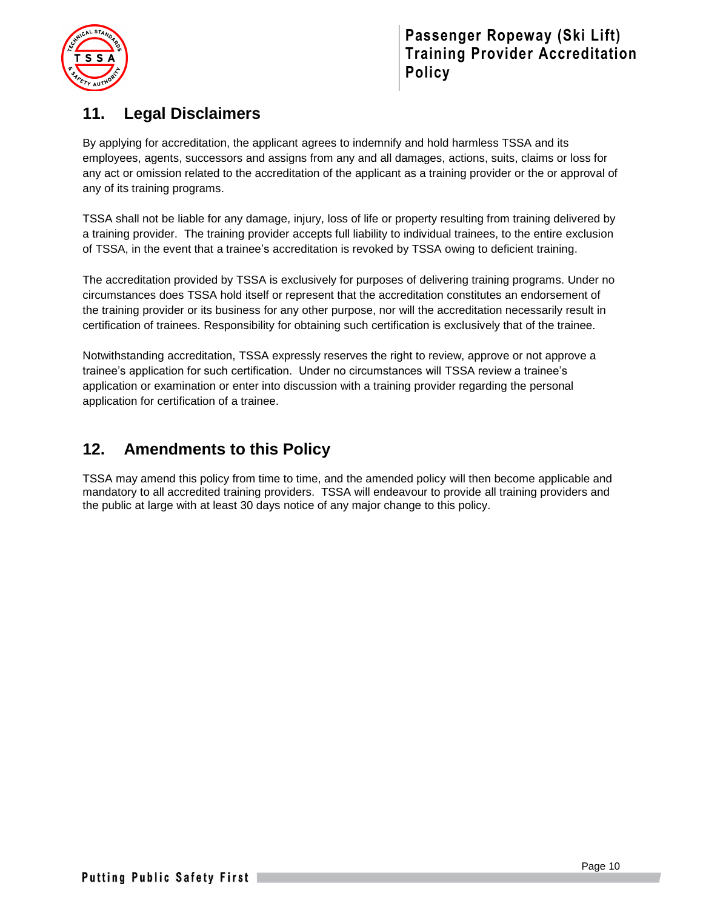## 11. Legal Disclaimers

By applying for accreditation, the applicant agrees to indemnify and hold harmless TSSA and its employees, agents, successors and assigns from any and all damages, actions, suits, claims or loss for any act or omission related to the accreditation of the applicant as a training provider or the or approval of any of its training programs.

TSSA shall not be liable for any damage, injury, loss of life or property resulting from training delivered by a training provider. The training provider accepts full liability to individual trainees, to the entire exclusion of TSSA, in the event that a trainee's accreditation is revoked by TSSA owing to deficient training.

The accreditation provided by TSSA is exclusively for purposes of delivering training programs. Under no circumstances does TSSA hold itself or represent that the accreditation constitutes an endorsement of the training provider or its business for any other purpose, nor will the accreditation necessarily result in certification of trainees. Responsibility for obtaining such certification is exclusively that of the trainee.

Notwithstanding accreditation, TSSA expressly reserves the right to review, approve or not approve a trainee's application for such certification. Under no circumstances will TSSA review a trainee's application or examination or enter into discussion with a training provider regarding the personal application for certification of a trainee.

## 12. Amendments to this Policy

TSSA may amend this policy from time to time, and the amended policy will then become applicable and mandatory to all accredited training providers. TSSA will endeavour to provide all training providers and the public at large with at least 30 days notice of any major change to this policy.